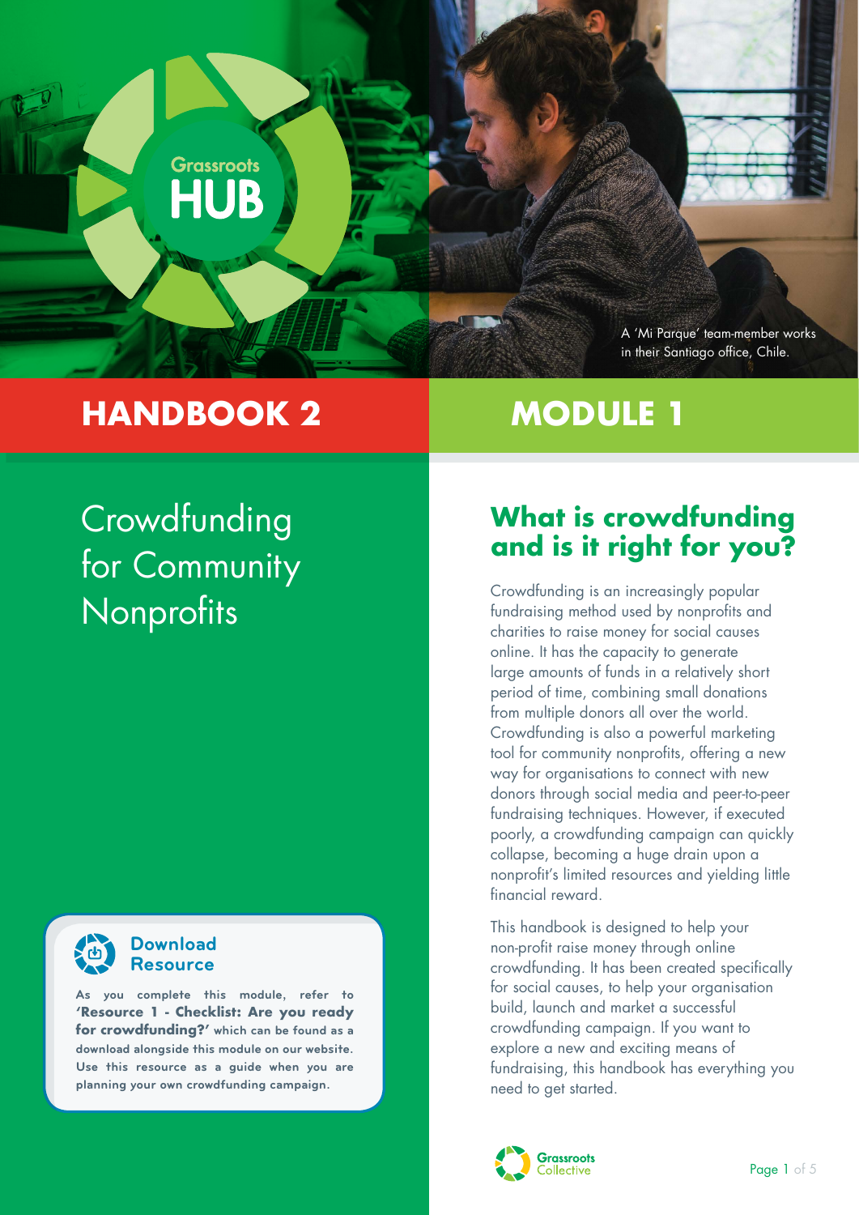A 'Mi Parque' team-member works in their Santiago office, Chile.

**HANDBOOK 2**

**MODULE 1**

# Crowdfunding for Community Nonprofits

## What is crowdfunding and is it right for you?

Crowdfunding is an increasingly popular fundraising method used by nonprofits and charities to raise money for social causes online. It has the capacity to generate large amounts of funds in a relatively short period of time, combining small donations from multiple donors all over the world. Crowdfunding is also a powerful marketing tool for community nonprofits, offering a new way for organisations to connect with new donors through social media and peer-to-peer fundraising techniques. However, if executed poorly, a crowdfunding campaign can quickly collapse, becoming a huge drain upon a nonprofit's limited resources and yielding little financial reward.

This handbook is designed to help your non-profit raise money through online crowdfunding. It has been created specifically for social causes, to help your organisation build, launch and market a successful crowdfunding campaign. If you want to explore a new and exciting means of fundraising, this handbook has everything you need to get started.

### Download Resource

As you complete this module, refer to **'Resource 1 - Checklist: Are you ready for crowdfunding?'** which can be found as a download alongside this module on our website. Use this resource as a guide when you are planning your own crowdfunding campaign.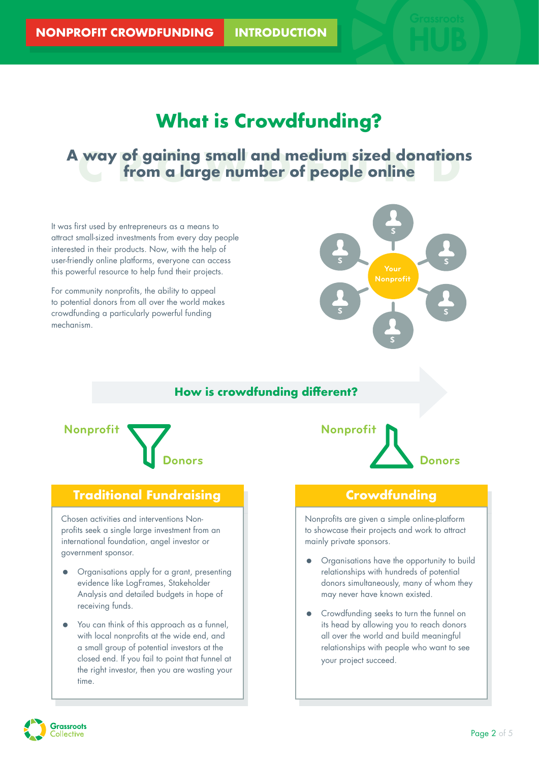# What is Crowdfunding?

## A way of gaining small and medium sized donations from a large number of people online

It was first used by entrepreneurs as a means to attract small-sized investments from every day people interested in their products. Now, with the help of user-friendly online platforms, everyone can access this powerful resource to help fund their projects.

For community nonprofits, the ability to appeal to potential donors from all over the world makes crowdfunding a particularly powerful funding mechanism.

Your Nonprofit

### How is crowdfunding different?

Nonprofit → Donors

### Traditional Fundraising

Chosen activities and interventions Non-profits seek a single large investment from an international foundation, angel investor or government sponsor.

- Organisations apply for a grant, presenting evidence like LogFrames, Stakeholder Analysis and detailed budgets in hope of receiving funds.
- You can think of this approach as a funnel, with local nonprofits at the wide end, and a small group of potential investors at the closed end. If you fail to point that funnel at the right investor, then you are wasting your time.

Nonprofit → Donors

### Crowdfunding

Nonprofits are given a simple online-platform to showcase their projects and work to attract mainly private sponsors.

- Organisations have the opportunity to build relationships with hundreds of potential donors simultaneously, many of whom they may never have known existed.
- Crowdfunding seeks to turn the funnel on its head by allowing you to reach donors all over the world and build meaningful relationships with people who want to see your project succeed.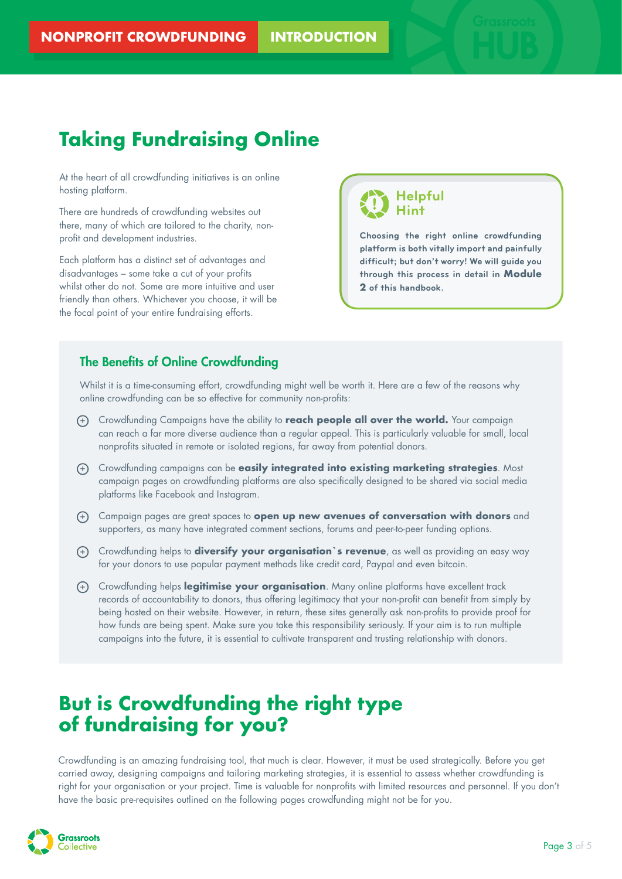# Taking Fundraising Online

At the heart of all crowdfunding initiatives is an online hosting platform.

There are hundreds of crowdfunding websites out there, many of which are tailored to the charity, non-profit and development industries.

Each platform has a distinct set of advantages and disadvantages – some take a cut of your profits whilst other do not. Some are more intuitive and user friendly than others. Whichever you choose, it will be the focal point of your entire fundraising efforts.

> **Helpful Hint**
>
> **Choosing the right online crowdfunding platform is both vitally import and painfully difficult; but don't worry! We will guide you through this process in detail in Module 2 of this handbook.**

## The Benefits of Online Crowdfunding

Whilst it is a time-consuming effort, crowdfunding might well be worth it. Here are a few of the reasons why online crowdfunding can be so effective for community non-profits:

- Crowdfunding Campaigns have the ability to **reach people all over the world.** Your campaign can reach a far more diverse audience than a regular appeal. This is particularly valuable for small, local nonprofits situated in remote or isolated regions, far away from potential donors.
- Crowdfunding campaigns can be **easily integrated into existing marketing strategies**. Most campaign pages on crowdfunding platforms are also specifically designed to be shared via social media platforms like Facebook and Instagram.
- Campaign pages are great spaces to **open up new avenues of conversation with donors** and supporters, as many have integrated comment sections, forums and peer-to-peer funding options.
- Crowdfunding helps to **diversify your organisation`s revenue**, as well as providing an easy way for your donors to use popular payment methods like credit card, Paypal and even bitcoin.
- Crowdfunding helps **legitimise your organisation**. Many online platforms have excellent track records of accountability to donors, thus offering legitimacy that your non-profit can benefit from simply by being hosted on their website. However, in return, these sites generally ask non-profits to provide proof for how funds are being spent. Make sure you take this responsibility seriously. If your aim is to run multiple campaigns into the future, it is essential to cultivate transparent and trusting relationship with donors.

# But is Crowdfunding the right type of fundraising for you?

Crowdfunding is an amazing fundraising tool, that much is clear. However, it must be used strategically. Before you get carried away, designing campaigns and tailoring marketing strategies, it is essential to assess whether crowdfunding is right for your organisation or your project. Time is valuable for nonprofits with limited resources and personnel. If you don't have the basic pre-requisites outlined on the following pages crowdfunding might not be for you.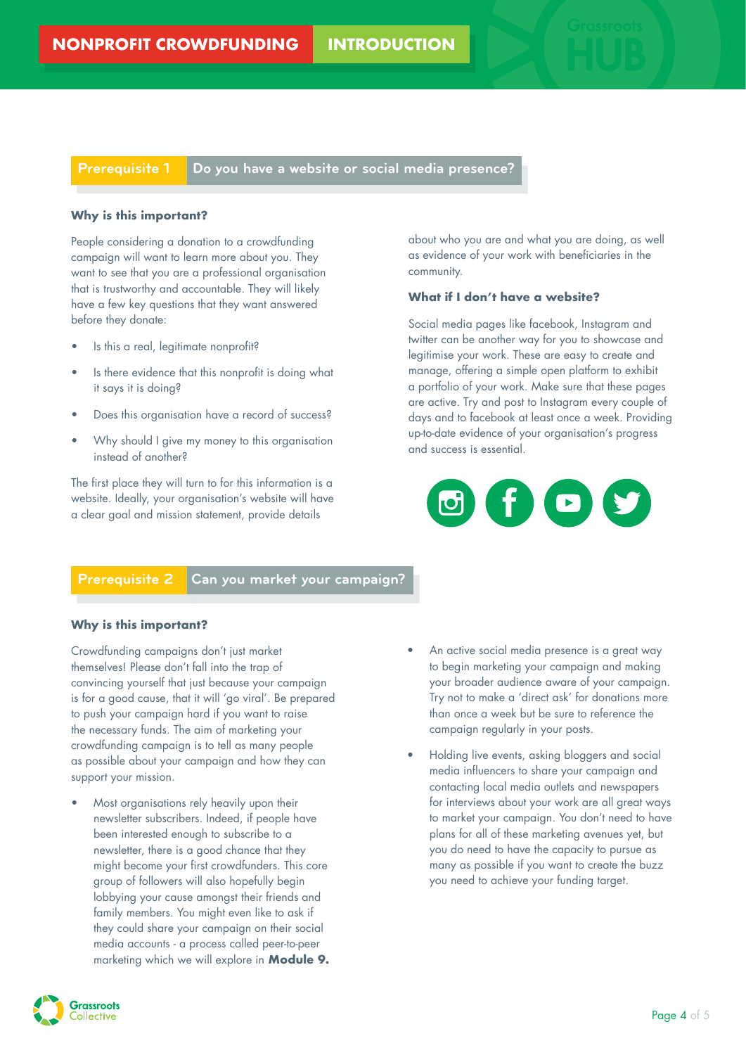## Prerequisite 1 — Do you have a website or social media presence?

### Why is this important?

People considering a donation to a crowdfunding campaign will want to learn more about you. They want to see that you are a professional organisation that is trustworthy and accountable. They will likely have a few key questions that they want answered before they donate:

- Is this a real, legitimate nonprofit?
- Is there evidence that this nonprofit is doing what it says it is doing?
- Does this organisation have a record of success?
- Why should I give my money to this organisation instead of another?

The first place they will turn to for this information is a website. Ideally, your organisation's website will have a clear goal and mission statement, provide details about who you are and what you are doing, as well as evidence of your work with beneficiaries in the community.

### What if I don't have a website?

Social media pages like facebook, Instagram and twitter can be another way for you to showcase and legitimise your work. These are easy to create and manage, offering a simple open platform to exhibit a portfolio of your work. Make sure that these pages are active. Try and post to Instagram every couple of days and to facebook at least once a week. Providing up-to-date evidence of your organisation's progress and success is essential.

## Prerequisite 2 — Can you market your campaign?

### Why is this important?

Crowdfunding campaigns don't just market themselves! Please don't fall into the trap of convincing yourself that just because your campaign is for a good cause, that it will 'go viral'. Be prepared to push your campaign hard if you want to raise the necessary funds. The aim of marketing your crowdfunding campaign is to tell as many people as possible about your campaign and how they can support your mission.

- Most organisations rely heavily upon their newsletter subscribers. Indeed, if people have been interested enough to subscribe to a newsletter, there is a good chance that they might become your first crowdfunders. This core group of followers will also hopefully begin lobbying your cause amongst their friends and family members. You might even like to ask if they could share your campaign on their social media accounts - a process called peer-to-peer marketing which we will explore in **Module 9.**
- An active social media presence is a great way to begin marketing your campaign and making your broader audience aware of your campaign. Try not to make a 'direct ask' for donations more than once a week but be sure to reference the campaign regularly in your posts.
- Holding live events, asking bloggers and social media influencers to share your campaign and contacting local media outlets and newspapers for interviews about your work are all great ways to market your campaign. You don't need to have plans for all of these marketing avenues yet, but you do need to have the capacity to pursue as many as possible if you want to create the buzz you need to achieve your funding target.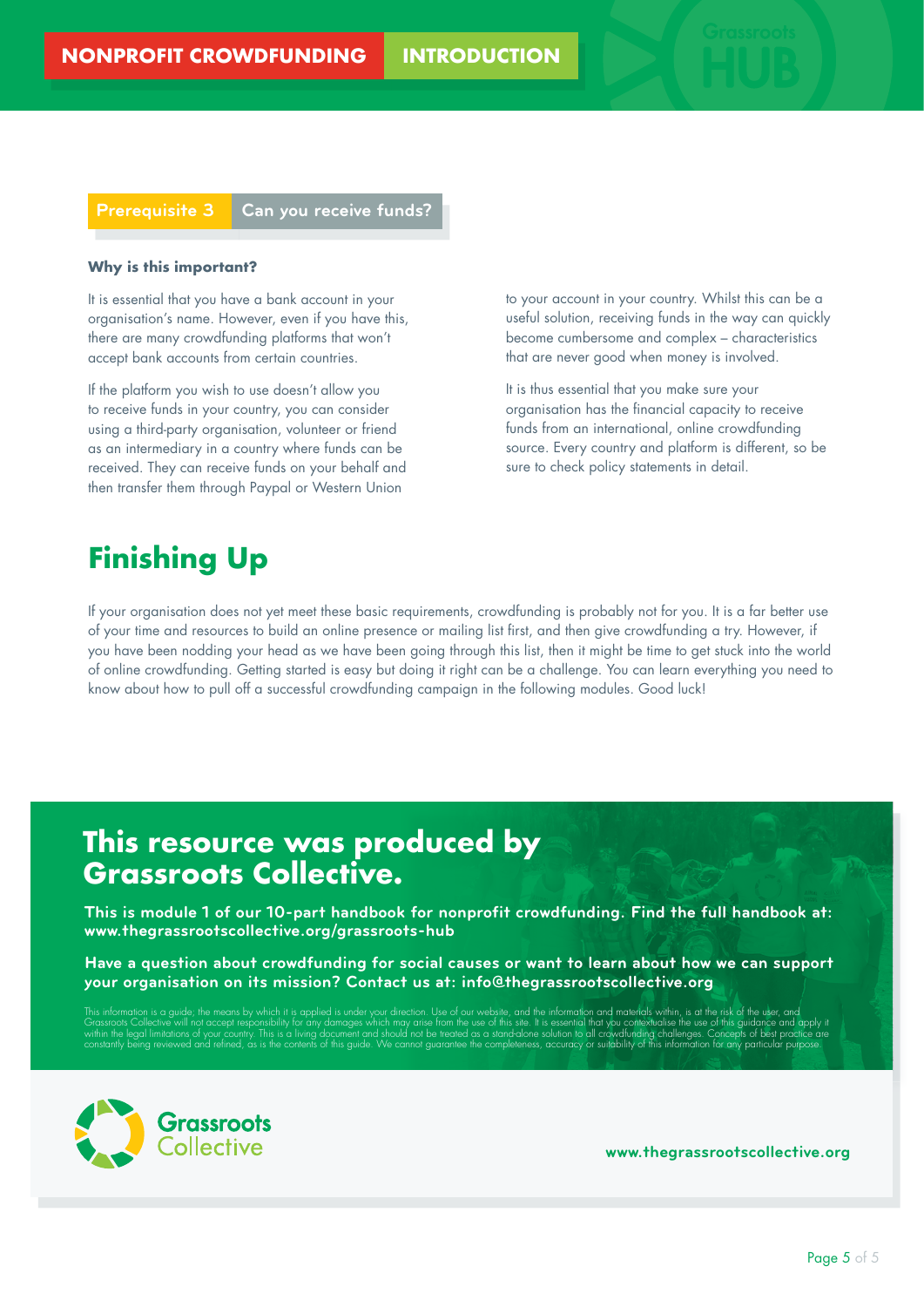**Prerequisite 3** Can you receive funds?

**Why is this important?**

It is essential that you have a bank account in your organisation's name. However, even if you have this, there are many crowdfunding platforms that won't accept bank accounts from certain countries.

If the platform you wish to use doesn't allow you to receive funds in your country, you can consider using a third-party organisation, volunteer or friend as an intermediary in a country where funds can be received. They can receive funds on your behalf and then transfer them through Paypal or Western Union to your account in your country. Whilst this can be a useful solution, receiving funds in the way can quickly become cumbersome and complex – characteristics that are never good when money is involved.

It is thus essential that you make sure your organisation has the financial capacity to receive funds from an international, online crowdfunding source. Every country and platform is different, so be sure to check policy statements in detail.

# Finishing Up

If your organisation does not yet meet these basic requirements, crowdfunding is probably not for you. It is a far better use of your time and resources to build an online presence or mailing list first, and then give crowdfunding a try. However, if you have been nodding your head as we have been going through this list, then it might be time to get stuck into the world of online crowdfunding. Getting started is easy but doing it right can be a challenge. You can learn everything you need to know about how to pull off a successful crowdfunding campaign in the following modules. Good luck!

## This resource was produced by Grassroots Collective.

**This is module 1 of our 10-part handbook for nonprofit crowdfunding. Find the full handbook at: www.thegrassrootscollective.org/grassroots-hub**

**Have a question about crowdfunding for social causes or want to learn about how we can support your organisation on its mission? Contact us at: info@thegrassrootscollective.org**

This information is a guide; the means by which it is applied is under your direction. Use of our website, and the information and materials within, is at the risk of the user, and Grassroots Collective will not accept responsibility for any damages which may arise from the use of this site. It is essential that you contextualise the use of this guidance and apply it within the legal limitations of your country. This is a living document and should not be treated as a stand-alone solution to all crowdfunding challenges. Concepts of best practice are constantly being reviewed and refined, as is the contents of this guide. We cannot guarantee the completeness, accuracy or suitability of this information for any particular purpose.

Grassroots Collective

www.thegrassrootscollective.org